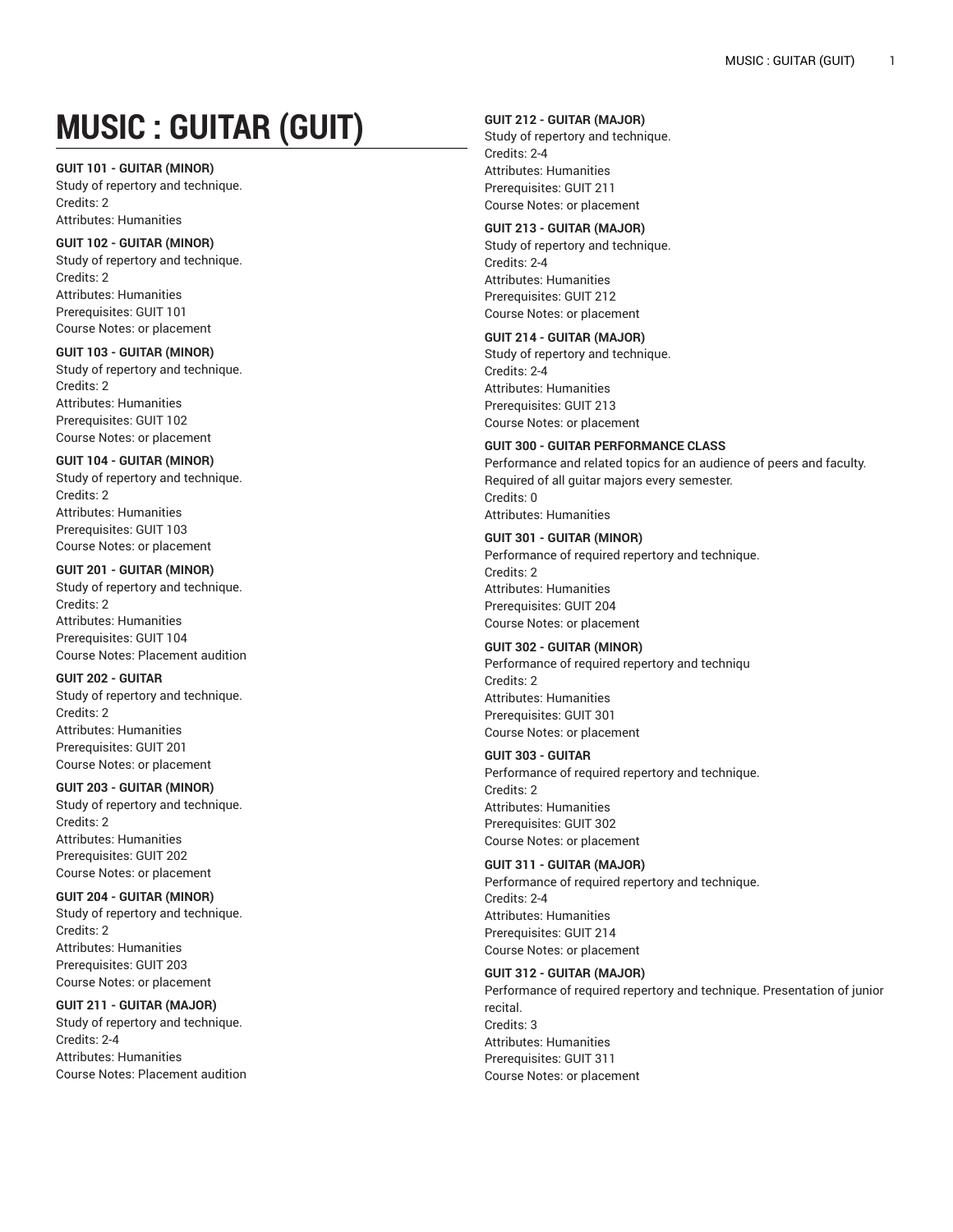# MUSIC : GUITAR (GUIT)

**GUIT 101 - GUITAR (MINOR)**
Study of repertory and technique.
Credits: 2
Attributes: Humanities

**GUIT 102 - GUITAR (MINOR)**
Study of repertory and technique.
Credits: 2
Attributes: Humanities
Prerequisites: GUIT 101
Course Notes: or placement

**GUIT 103 - GUITAR (MINOR)**
Study of repertory and technique.
Credits: 2
Attributes: Humanities
Prerequisites: GUIT 102
Course Notes: or placement

**GUIT 104 - GUITAR (MINOR)**
Study of repertory and technique.
Credits: 2
Attributes: Humanities
Prerequisites: GUIT 103
Course Notes: or placement

**GUIT 201 - GUITAR (MINOR)**
Study of repertory and technique.
Credits: 2
Attributes: Humanities
Prerequisites: GUIT 104
Course Notes: Placement audition

**GUIT 202 - GUITAR**
Study of repertory and technique.
Credits: 2
Attributes: Humanities
Prerequisites: GUIT 201
Course Notes: or placement

**GUIT 203 - GUITAR (MINOR)**
Study of repertory and technique.
Credits: 2
Attributes: Humanities
Prerequisites: GUIT 202
Course Notes: or placement

**GUIT 204 - GUITAR (MINOR)**
Study of repertory and technique.
Credits: 2
Attributes: Humanities
Prerequisites: GUIT 203
Course Notes: or placement

**GUIT 211 - GUITAR (MAJOR)**
Study of repertory and technique.
Credits: 2-4
Attributes: Humanities
Course Notes: Placement audition

**GUIT 212 - GUITAR (MAJOR)**
Study of repertory and technique.
Credits: 2-4
Attributes: Humanities
Prerequisites: GUIT 211
Course Notes: or placement

**GUIT 213 - GUITAR (MAJOR)**
Study of repertory and technique.
Credits: 2-4
Attributes: Humanities
Prerequisites: GUIT 212
Course Notes: or placement

**GUIT 214 - GUITAR (MAJOR)**
Study of repertory and technique.
Credits: 2-4
Attributes: Humanities
Prerequisites: GUIT 213
Course Notes: or placement

**GUIT 300 - GUITAR PERFORMANCE CLASS**
Performance and related topics for an audience of peers and faculty. Required of all guitar majors every semester.
Credits: 0
Attributes: Humanities

**GUIT 301 - GUITAR (MINOR)**
Performance of required repertory and technique.
Credits: 2
Attributes: Humanities
Prerequisites: GUIT 204
Course Notes: or placement

**GUIT 302 - GUITAR (MINOR)**
Performance of required repertory and techniqu
Credits: 2
Attributes: Humanities
Prerequisites: GUIT 301
Course Notes: or placement

**GUIT 303 - GUITAR**
Performance of required repertory and technique.
Credits: 2
Attributes: Humanities
Prerequisites: GUIT 302
Course Notes: or placement

**GUIT 311 - GUITAR (MAJOR)**
Performance of required repertory and technique.
Credits: 2-4
Attributes: Humanities
Prerequisites: GUIT 214
Course Notes: or placement

**GUIT 312 - GUITAR (MAJOR)**
Performance of required repertory and technique. Presentation of junior recital.
Credits: 3
Attributes: Humanities
Prerequisites: GUIT 311
Course Notes: or placement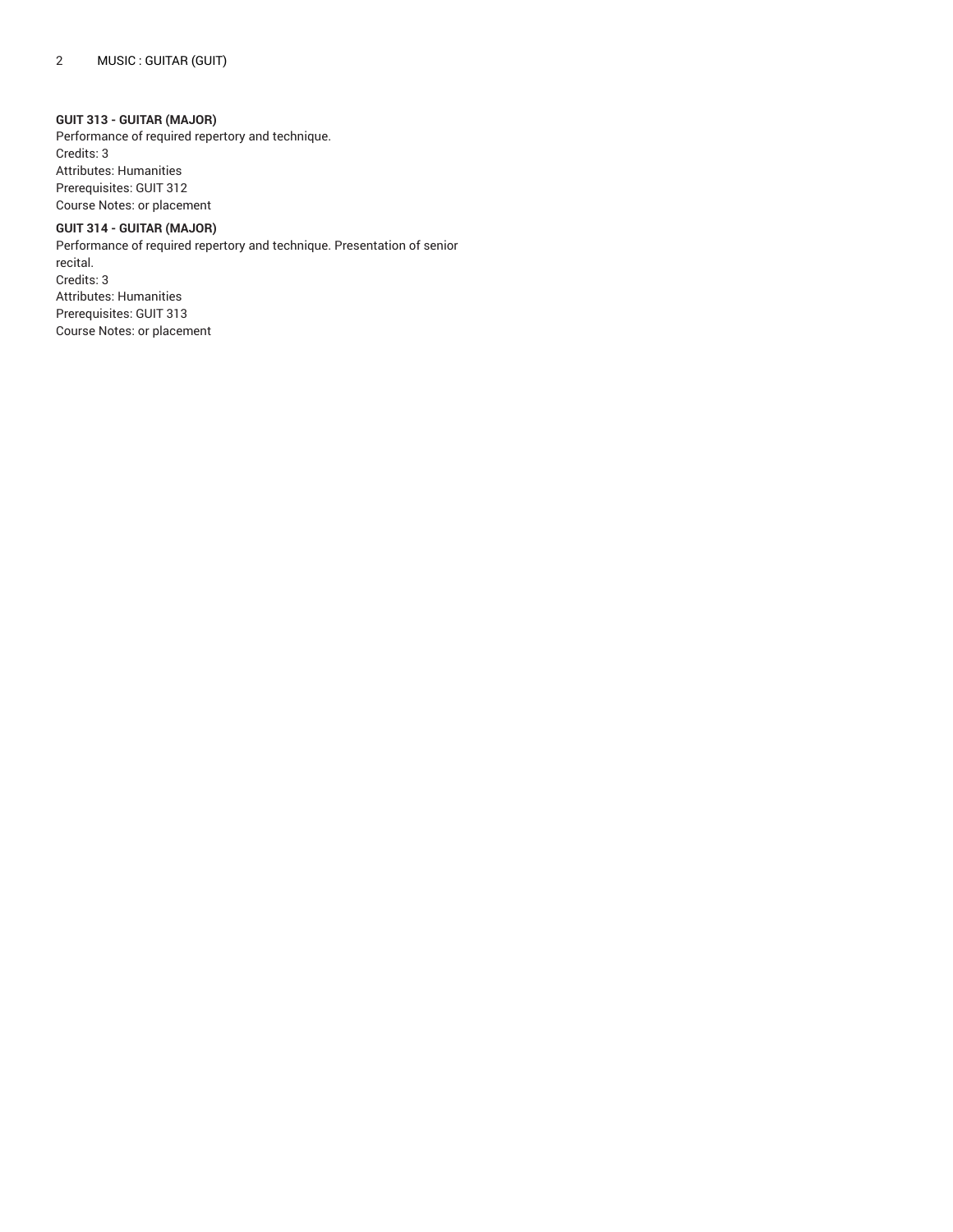**GUIT 313 - GUITAR (MAJOR)**
Performance of required repertory and technique.
Credits: 3
Attributes: Humanities
Prerequisites: GUIT 312
Course Notes: or placement

**GUIT 314 - GUITAR (MAJOR)**
Performance of required repertory and technique. Presentation of senior recital.
Credits: 3
Attributes: Humanities
Prerequisites: GUIT 313
Course Notes: or placement